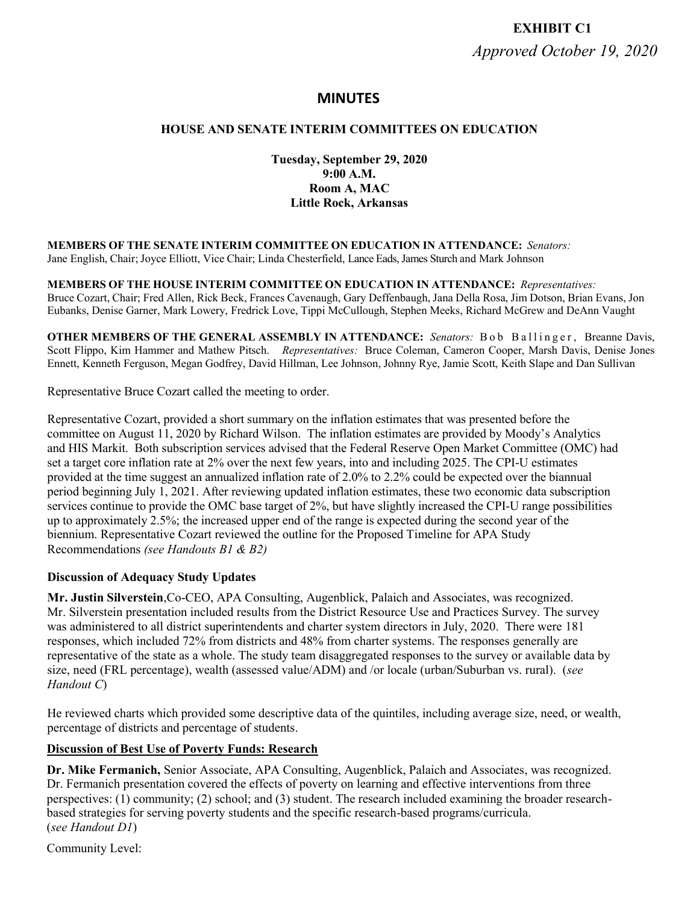**EXHIBIT C1**

*Approved October 19, 2020*

# MINUTES

## HOUSE AND SENATE INTERIM COMMITTEES ON EDUCATION

**Tuesday, September 29, 2020**
**9:00 A.M.**
**Room A, MAC**
**Little Rock, Arkansas**

**MEMBERS OF THE SENATE INTERIM COMMITTEE ON EDUCATION IN ATTENDANCE:** *Senators:* Jane English, Chair; Joyce Elliott, Vice Chair; Linda Chesterfield, Lance Eads, James Sturch and Mark Johnson

**MEMBERS OF THE HOUSE INTERIM COMMITTEE ON EDUCATION IN ATTENDANCE:** *Representatives:* Bruce Cozart, Chair; Fred Allen, Rick Beck, Frances Cavenaugh, Gary Deffenbaugh, Jana Della Rosa, Jim Dotson, Brian Evans, Jon Eubanks, Denise Garner, Mark Lowery, Fredrick Love, Tippi McCullough, Stephen Meeks, Richard McGrew and DeAnn Vaught

**OTHER MEMBERS OF THE GENERAL ASSEMBLY IN ATTENDANCE:** *Senators:* Bob Ballinger, Breanne Davis, Scott Flippo, Kim Hammer and Mathew Pitsch. *Representatives:* Bruce Coleman, Cameron Cooper, Marsh Davis, Denise Jones Ennett, Kenneth Ferguson, Megan Godfrey, David Hillman, Lee Johnson, Johnny Rye, Jamie Scott, Keith Slape and Dan Sullivan

Representative Bruce Cozart called the meeting to order.

Representative Cozart, provided a short summary on the inflation estimates that was presented before the committee on August 11, 2020 by Richard Wilson. The inflation estimates are provided by Moody's Analytics and HIS Markit. Both subscription services advised that the Federal Reserve Open Market Committee (OMC) had set a target core inflation rate at 2% over the next few years, into and including 2025. The CPI-U estimates provided at the time suggest an annualized inflation rate of 2.0% to 2.2% could be expected over the biannual period beginning July 1, 2021. After reviewing updated inflation estimates, these two economic data subscription services continue to provide the OMC base target of 2%, but have slightly increased the CPI-U range possibilities up to approximately 2.5%; the increased upper end of the range is expected during the second year of the biennium. Representative Cozart reviewed the outline for the Proposed Timeline for APA Study Recommendations *(see Handouts B1 & B2)*

### Discussion of Adequacy Study Updates

**Mr. Justin Silverstein**,Co-CEO, APA Consulting, Augenblick, Palaich and Associates, was recognized. Mr. Silverstein presentation included results from the District Resource Use and Practices Survey. The survey was administered to all district superintendents and charter system directors in July, 2020. There were 181 responses, which included 72% from districts and 48% from charter systems. The responses generally are representative of the state as a whole. The study team disaggregated responses to the survey or available data by size, need (FRL percentage), wealth (assessed value/ADM) and /or locale (urban/Suburban vs. rural). (*see Handout C*)

He reviewed charts which provided some descriptive data of the quintiles, including average size, need, or wealth, percentage of districts and percentage of students.

### Discussion of Best Use of Poverty Funds: Research

**Dr. Mike Fermanich,** Senior Associate, APA Consulting, Augenblick, Palaich and Associates, was recognized. Dr. Fermanich presentation covered the effects of poverty on learning and effective interventions from three perspectives: (1) community; (2) school; and (3) student. The research included examining the broader research-based strategies for serving poverty students and the specific research-based programs/curricula. (*see Handout D1*)

Community Level: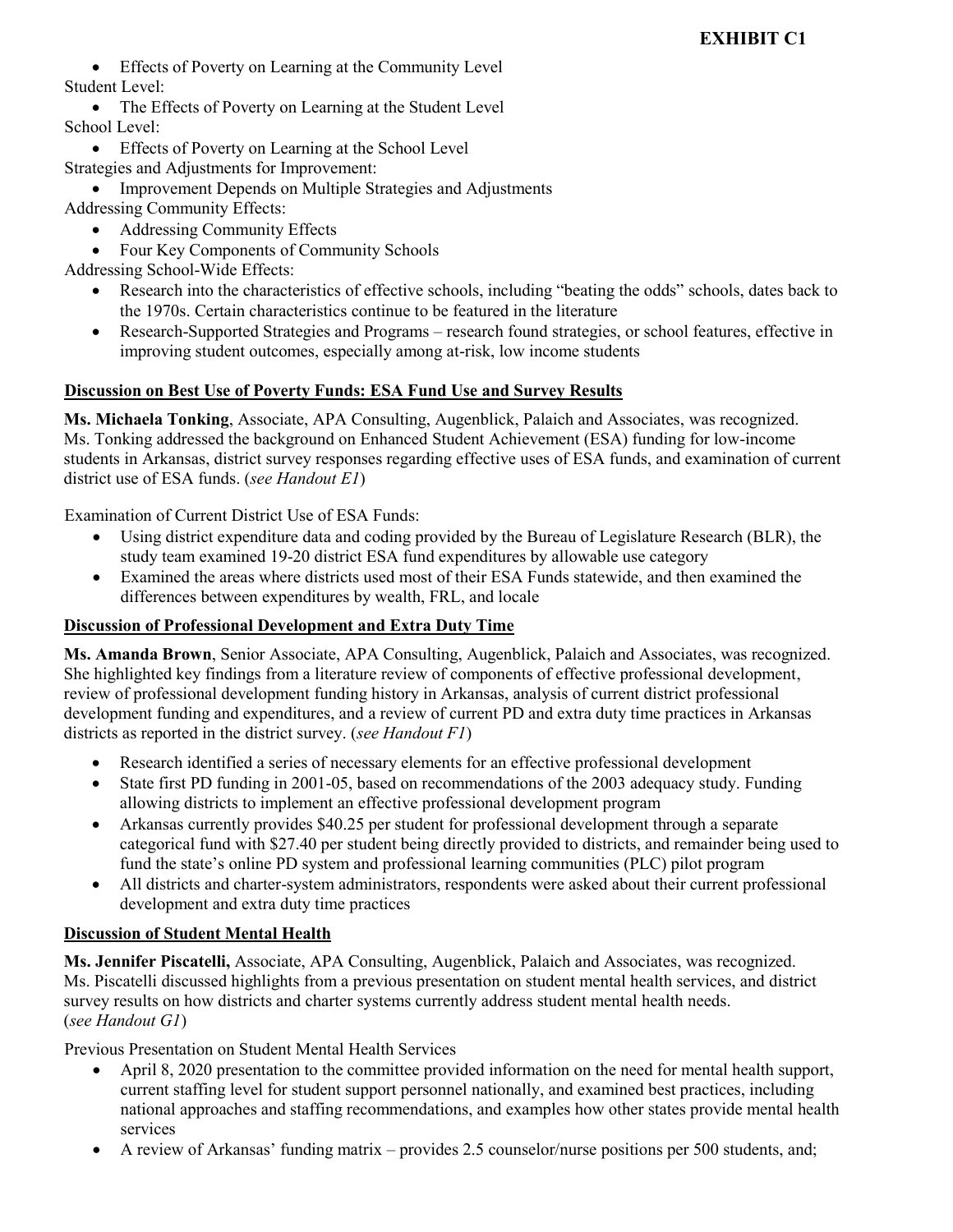- Effects of Poverty on Learning at the Community Level

Student Level:

- The Effects of Poverty on Learning at the Student Level

School Level:

- Effects of Poverty on Learning at the School Level

Strategies and Adjustments for Improvement:

- Improvement Depends on Multiple Strategies and Adjustments

Addressing Community Effects:

- Addressing Community Effects
- Four Key Components of Community Schools

Addressing School-Wide Effects:

- Research into the characteristics of effective schools, including "beating the odds" schools, dates back to the 1970s. Certain characteristics continue to be featured in the literature
- Research-Supported Strategies and Programs – research found strategies, or school features, effective in improving student outcomes, especially among at-risk, low income students

**Discussion on Best Use of Poverty Funds: ESA Fund Use and Survey Results**

**Ms. Michaela Tonking**, Associate, APA Consulting, Augenblick, Palaich and Associates, was recognized. Ms. Tonking addressed the background on Enhanced Student Achievement (ESA) funding for low-income students in Arkansas, district survey responses regarding effective uses of ESA funds, and examination of current district use of ESA funds. (*see Handout E1*)

Examination of Current District Use of ESA Funds:

- Using district expenditure data and coding provided by the Bureau of Legislature Research (BLR), the study team examined 19-20 district ESA fund expenditures by allowable use category
- Examined the areas where districts used most of their ESA Funds statewide, and then examined the differences between expenditures by wealth, FRL, and locale

**Discussion of Professional Development and Extra Duty Time**

**Ms. Amanda Brown**, Senior Associate, APA Consulting, Augenblick, Palaich and Associates, was recognized. She highlighted key findings from a literature review of components of effective professional development, review of professional development funding history in Arkansas, analysis of current district professional development funding and expenditures, and a review of current PD and extra duty time practices in Arkansas districts as reported in the district survey. (*see Handout F1*)

- Research identified a series of necessary elements for an effective professional development
- State first PD funding in 2001-05, based on recommendations of the 2003 adequacy study. Funding allowing districts to implement an effective professional development program
- Arkansas currently provides $40.25 per student for professional development through a separate categorical fund with $27.40 per student being directly provided to districts, and remainder being used to fund the state's online PD system and professional learning communities (PLC) pilot program
- All districts and charter-system administrators, respondents were asked about their current professional development and extra duty time practices

**Discussion of Student Mental Health**

**Ms. Jennifer Piscatelli,** Associate, APA Consulting, Augenblick, Palaich and Associates, was recognized. Ms. Piscatelli discussed highlights from a previous presentation on student mental health services, and district survey results on how districts and charter systems currently address student mental health needs. (*see Handout G1*)

Previous Presentation on Student Mental Health Services

- April 8, 2020 presentation to the committee provided information on the need for mental health support, current staffing level for student support personnel nationally, and examined best practices, including national approaches and staffing recommendations, and examples how other states provide mental health services
- A review of Arkansas' funding matrix – provides 2.5 counselor/nurse positions per 500 students, and;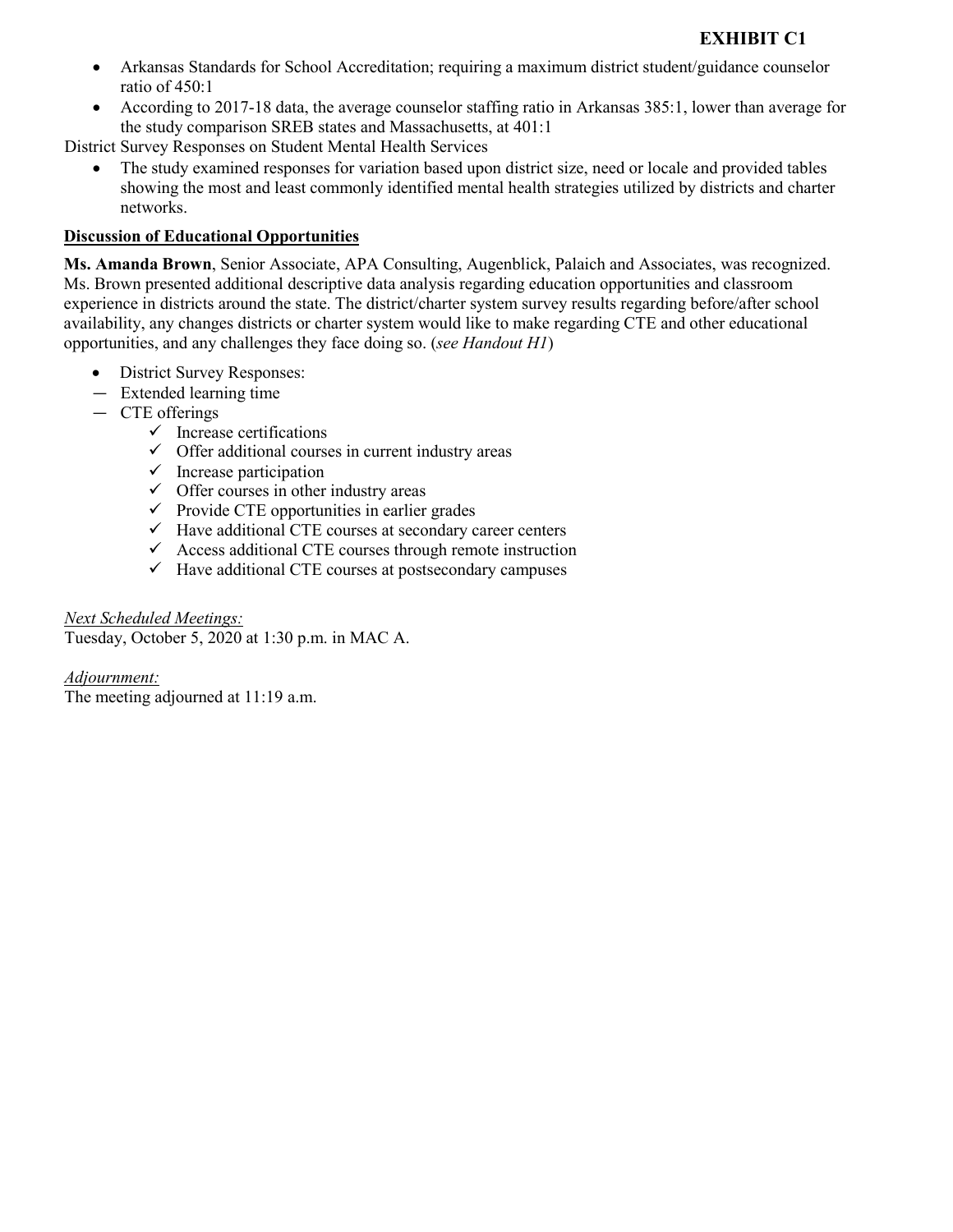**EXHIBIT C1**

- Arkansas Standards for School Accreditation; requiring a maximum district student/guidance counselor ratio of 450:1
- According to 2017-18 data, the average counselor staffing ratio in Arkansas 385:1, lower than average for the study comparison SREB states and Massachusetts, at 401:1

District Survey Responses on Student Mental Health Services

- The study examined responses for variation based upon district size, need or locale and provided tables showing the most and least commonly identified mental health strategies utilized by districts and charter networks.

**Discussion of Educational Opportunities**

**Ms. Amanda Brown**, Senior Associate, APA Consulting, Augenblick, Palaich and Associates, was recognized. Ms. Brown presented additional descriptive data analysis regarding education opportunities and classroom experience in districts around the state. The district/charter system survey results regarding before/after school availability, any changes districts or charter system would like to make regarding CTE and other educational opportunities, and any challenges they face doing so. (*see Handout H1*)

- District Survey Responses:
- Extended learning time
- CTE offerings
  - ✓ Increase certifications
  - ✓ Offer additional courses in current industry areas
  - ✓ Increase participation
  - ✓ Offer courses in other industry areas
  - ✓ Provide CTE opportunities in earlier grades
  - ✓ Have additional CTE courses at secondary career centers
  - ✓ Access additional CTE courses through remote instruction
  - ✓ Have additional CTE courses at postsecondary campuses

*Next Scheduled Meetings:*
Tuesday, October 5, 2020 at 1:30 p.m. in MAC A.

*Adjournment:*
The meeting adjourned at 11:19 a.m.